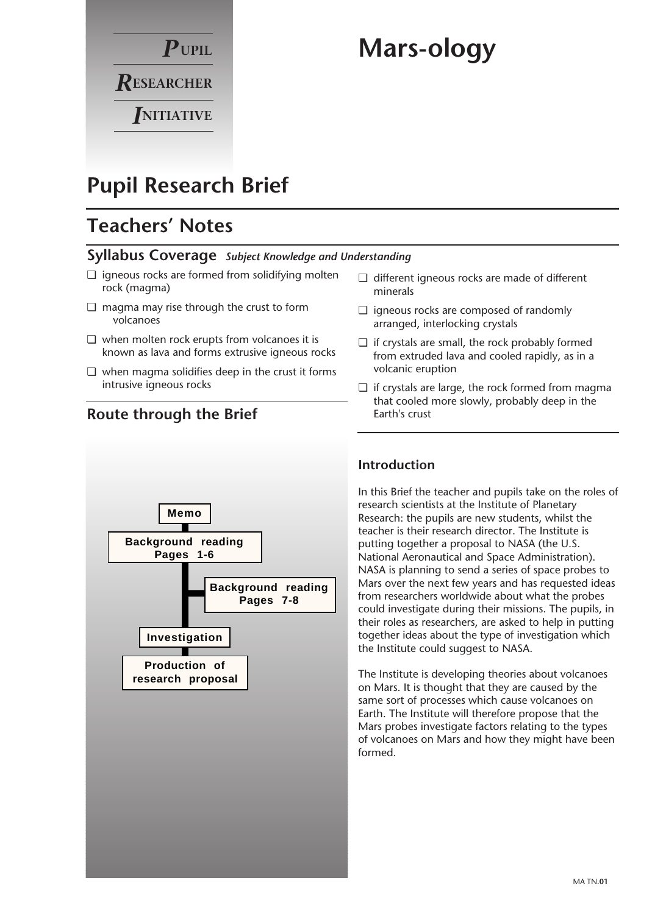**P**UPIL

**R**ESEARCHER

**I**NITIATIVE

# Mars-ology

## Pupil Research Brief

## Teachers' Notes

### Syllabus Coverage *Subject Knowledge and Understanding*

- ❑ igneous rocks are formed from solidifying molten rock (magma)
- ❑ magma may rise through the crust to form volcanoes
- ❑ when molten rock erupts from volcanoes it is known as lava and forms extrusive igneous rocks
- ❑ when magma solidifies deep in the crust it forms intrusive igneous rocks
- ❑ different igneous rocks are made of different minerals
- ❑ igneous rocks are composed of randomly arranged, interlocking crystals
- ❑ if crystals are small, the rock probably formed from extruded lava and cooled rapidly, as in a volcanic eruption
- ❑ if crystals are large, the rock formed from magma that cooled more slowly, probably deep in the Earth's crust

### Route through the Brief

Memo

Background reading
Pages 1-6

Background reading
Pages 7-8

Investigation

Production of
research proposal

### Introduction

In this Brief the teacher and pupils take on the roles of research scientists at the Institute of Planetary Research: the pupils are new students, whilst the teacher is their research director. The Institute is putting together a proposal to NASA (the U.S. National Aeronautical and Space Administration). NASA is planning to send a series of space probes to Mars over the next few years and has requested ideas from researchers worldwide about what the probes could investigate during their missions. The pupils, in their roles as researchers, are asked to help in putting together ideas about the type of investigation which the Institute could suggest to NASA.

The Institute is developing theories about volcanoes on Mars. It is thought that they are caused by the same sort of processes which cause volcanoes on Earth. The Institute will therefore propose that the Mars probes investigate factors relating to the types of volcanoes on Mars and how they might have been formed.

MA TN.**01**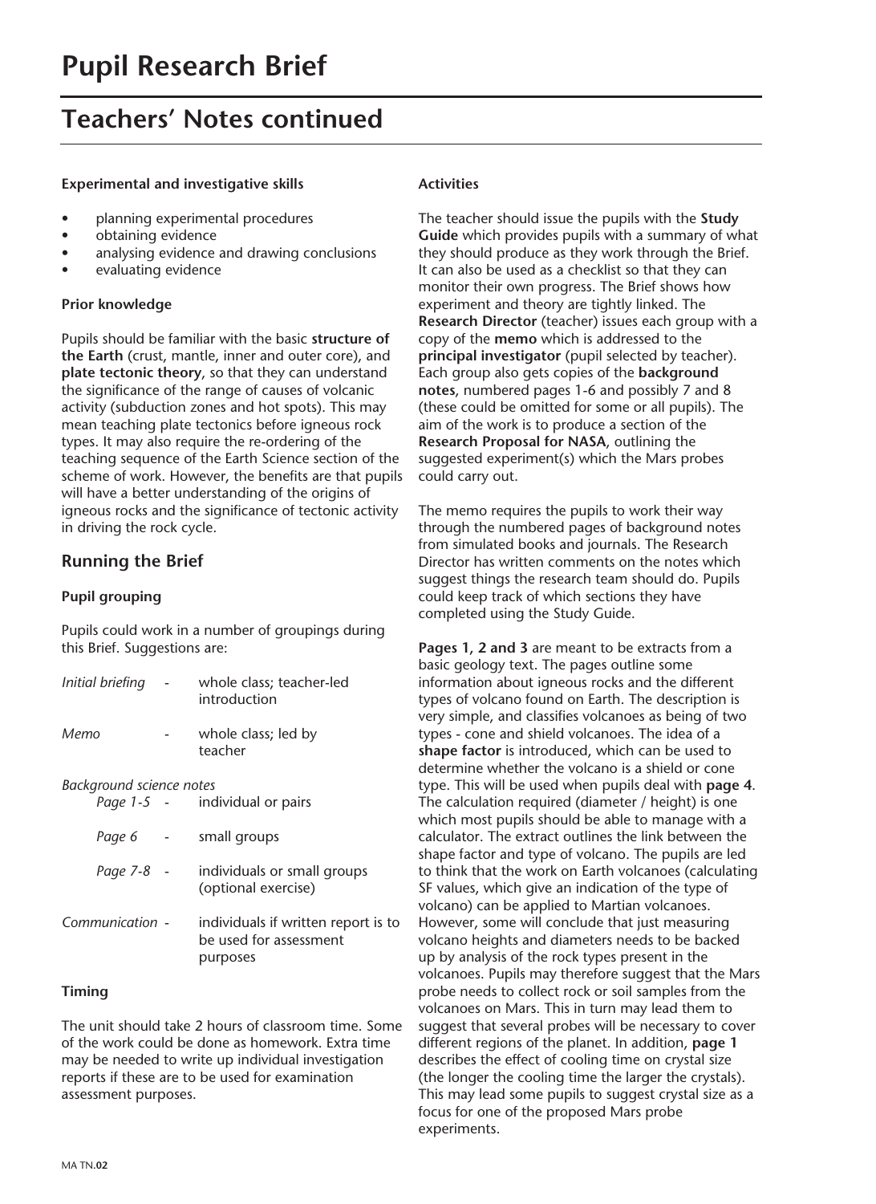# Pupil Research Brief

## Teachers' Notes continued

**Experimental and investigative skills**

- planning experimental procedures
- obtaining evidence
- analysing evidence and drawing conclusions
- evaluating evidence

**Prior knowledge**

Pupils should be familiar with the basic **structure of the Earth** (crust, mantle, inner and outer core), and **plate tectonic theory**, so that they can understand the significance of the range of causes of volcanic activity (subduction zones and hot spots). This may mean teaching plate tectonics before igneous rock types. It may also require the re-ordering of the teaching sequence of the Earth Science section of the scheme of work. However, the benefits are that pupils will have a better understanding of the origins of igneous rocks and the significance of tectonic activity in driving the rock cycle.

### Running the Brief

**Pupil grouping**

Pupils could work in a number of groupings during this Brief. Suggestions are:

| | |
|---|---|
| *Initial briefing* - | whole class; teacher-led introduction |
| *Memo* - | whole class; led by teacher |
| *Background science notes* | |
| *Page 1-5* - | individual or pairs |
| *Page 6* - | small groups |
| *Page 7-8* - | individuals or small groups (optional exercise) |
| *Communication* - | individuals if written report is to be used for assessment purposes |

**Timing**

The unit should take 2 hours of classroom time. Some of the work could be done as homework. Extra time may be needed to write up individual investigation reports if these are to be used for examination assessment purposes.

**Activities**

The teacher should issue the pupils with the **Study Guide** which provides pupils with a summary of what they should produce as they work through the Brief. It can also be used as a checklist so that they can monitor their own progress. The Brief shows how experiment and theory are tightly linked. The **Research Director** (teacher) issues each group with a copy of the **memo** which is addressed to the **principal investigator** (pupil selected by teacher). Each group also gets copies of the **background notes**, numbered pages 1-6 and possibly 7 and 8 (these could be omitted for some or all pupils). The aim of the work is to produce a section of the **Research Proposal for NASA**, outlining the suggested experiment(s) which the Mars probes could carry out.

The memo requires the pupils to work their way through the numbered pages of background notes from simulated books and journals. The Research Director has written comments on the notes which suggest things the research team should do. Pupils could keep track of which sections they have completed using the Study Guide.

**Pages 1, 2 and 3** are meant to be extracts from a basic geology text. The pages outline some information about igneous rocks and the different types of volcano found on Earth. The description is very simple, and classifies volcanoes as being of two types - cone and shield volcanoes. The idea of a **shape factor** is introduced, which can be used to determine whether the volcano is a shield or cone type. This will be used when pupils deal with **page 4**. The calculation required (diameter / height) is one which most pupils should be able to manage with a calculator. The extract outlines the link between the shape factor and type of volcano. The pupils are led to think that the work on Earth volcanoes (calculating SF values, which give an indication of the type of volcano) can be applied to Martian volcanoes. However, some will conclude that just measuring volcano heights and diameters needs to be backed up by analysis of the rock types present in the volcanoes. Pupils may therefore suggest that the Mars probe needs to collect rock or soil samples from the volcanoes on Mars. This in turn may lead them to suggest that several probes will be necessary to cover different regions of the planet. In addition, **page 1** describes the effect of cooling time on crystal size (the longer the cooling time the larger the crystals). This may lead some pupils to suggest crystal size as a focus for one of the proposed Mars probe experiments.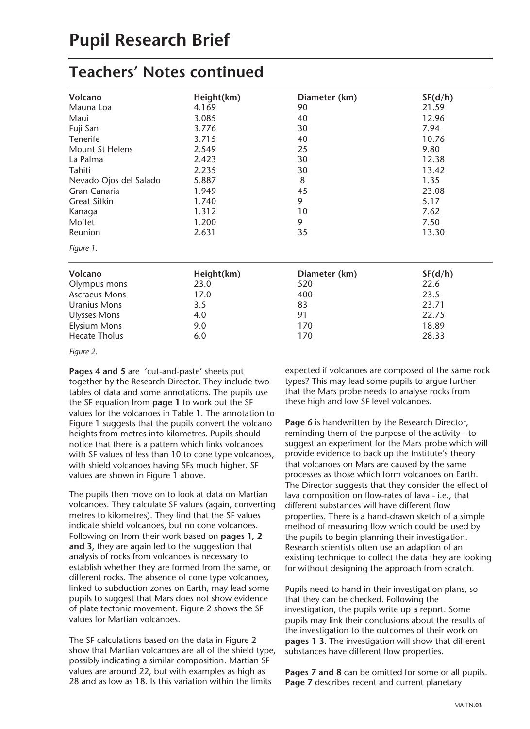# Pupil Research Brief

## Teachers' Notes continued

| Volcano | Height(km) | Diameter (km) | SF(d/h) |
|---|---|---|---|
| Mauna Loa | 4.169 | 90 | 21.59 |
| Maui | 3.085 | 40 | 12.96 |
| Fuji San | 3.776 | 30 | 7.94 |
| Tenerife | 3.715 | 40 | 10.76 |
| Mount St Helens | 2.549 | 25 | 9.80 |
| La Palma | 2.423 | 30 | 12.38 |
| Tahiti | 2.235 | 30 | 13.42 |
| Nevado Ojos del Salado | 5.887 | 8 | 1.35 |
| Gran Canaria | 1.949 | 45 | 23.08 |
| Great Sitkin | 1.740 | 9 | 5.17 |
| Kanaga | 1.312 | 10 | 7.62 |
| Moffet | 1.200 | 9 | 7.50 |
| Reunion | 2.631 | 35 | 13.30 |

*Figure 1.*

| Volcano | Height(km) | Diameter (km) | SF(d/h) |
|---|---|---|---|
| Olympus mons | 23.0 | 520 | 22.6 |
| Ascraeus Mons | 17.0 | 400 | 23.5 |
| Uranius Mons | 3.5 | 83 | 23.71 |
| Ulysses Mons | 4.0 | 91 | 22.75 |
| Elysium Mons | 9.0 | 170 | 18.89 |
| Hecate Tholus | 6.0 | 170 | 28.33 |

*Figure 2.*

**Pages 4 and 5** are 'cut-and-paste' sheets put together by the Research Director. They include two tables of data and some annotations. The pupils use the SF equation from **page 1** to work out the SF values for the volcanoes in Table 1. The annotation to Figure 1 suggests that the pupils convert the volcano heights from metres into kilometres. Pupils should notice that there is a pattern which links volcanoes with SF values of less than 10 to cone type volcanoes, with shield volcanoes having SFs much higher. SF values are shown in Figure 1 above.

The pupils then move on to look at data on Martian volcanoes. They calculate SF values (again, converting metres to kilometres). They find that the SF values indicate shield volcanoes, but no cone volcanoes. Following on from their work based on **pages 1, 2 and 3**, they are again led to the suggestion that analysis of rocks from volcanoes is necessary to establish whether they are formed from the same, or different rocks. The absence of cone type volcanoes, linked to subduction zones on Earth, may lead some pupils to suggest that Mars does not show evidence of plate tectonic movement. Figure 2 shows the SF values for Martian volcanoes.

The SF calculations based on the data in Figure 2 show that Martian volcanoes are all of the shield type, possibly indicating a similar composition. Martian SF values are around 22, but with examples as high as 28 and as low as 18. Is this variation within the limits expected if volcanoes are composed of the same rock types? This may lead some pupils to argue further that the Mars probe needs to analyse rocks from these high and low SF level volcanoes.

**Page 6** is handwritten by the Research Director, reminding them of the purpose of the activity - to suggest an experiment for the Mars probe which will provide evidence to back up the Institute's theory that volcanoes on Mars are caused by the same processes as those which form volcanoes on Earth. The Director suggests that they consider the effect of lava composition on flow-rates of lava - i.e., that different substances will have different flow properties. There is a hand-drawn sketch of a simple method of measuring flow which could be used by the pupils to begin planning their investigation. Research scientists often use an adaption of an existing technique to collect the data they are looking for without designing the approach from scratch.

Pupils need to hand in their investigation plans, so that they can be checked. Following the investigation, the pupils write up a report. Some pupils may link their conclusions about the results of the investigation to the outcomes of their work on **pages 1-3**. The investigation will show that different substances have different flow properties.

**Pages 7 and 8** can be omitted for some or all pupils. **Page 7** describes recent and current planetary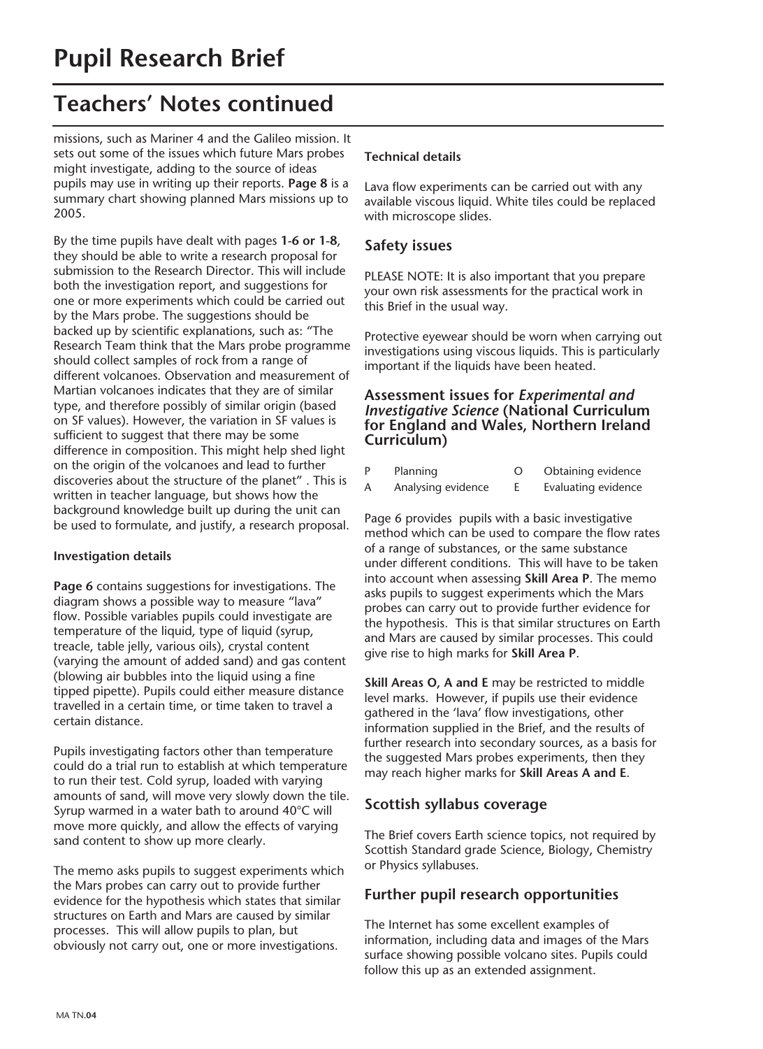# Pupil Research Brief

## Teachers' Notes continued

missions, such as Mariner 4 and the Galileo mission. It sets out some of the issues which future Mars probes might investigate, adding to the source of ideas pupils may use in writing up their reports. **Page 8** is a summary chart showing planned Mars missions up to 2005.

By the time pupils have dealt with pages **1-6 or 1-8**, they should be able to write a research proposal for submission to the Research Director. This will include both the investigation report, and suggestions for one or more experiments which could be carried out by the Mars probe. The suggestions should be backed up by scientific explanations, such as: "The Research Team think that the Mars probe programme should collect samples of rock from a range of different volcanoes. Observation and measurement of Martian volcanoes indicates that they are of similar type, and therefore possibly of similar origin (based on SF values). However, the variation in SF values is sufficient to suggest that there may be some difference in composition. This might help shed light on the origin of the volcanoes and lead to further discoveries about the structure of the planet" . This is written in teacher language, but shows how the background knowledge built up during the unit can be used to formulate, and justify, a research proposal.

**Investigation details**

**Page 6** contains suggestions for investigations. The diagram shows a possible way to measure "lava" flow. Possible variables pupils could investigate are temperature of the liquid, type of liquid (syrup, treacle, table jelly, various oils), crystal content (varying the amount of added sand) and gas content (blowing air bubbles into the liquid using a fine tipped pipette). Pupils could either measure distance travelled in a certain time, or time taken to travel a certain distance.

Pupils investigating factors other than temperature could do a trial run to establish at which temperature to run their test. Cold syrup, loaded with varying amounts of sand, will move very slowly down the tile. Syrup warmed in a water bath to around 40°C will move more quickly, and allow the effects of varying sand content to show up more clearly.

The memo asks pupils to suggest experiments which the Mars probes can carry out to provide further evidence for the hypothesis which states that similar structures on Earth and Mars are caused by similar processes. This will allow pupils to plan, but obviously not carry out, one or more investigations.

**Technical details**

Lava flow experiments can be carried out with any available viscous liquid. White tiles could be replaced with microscope slides.

### Safety issues

PLEASE NOTE: It is also important that you prepare your own risk assessments for the practical work in this Brief in the usual way.

Protective eyewear should be worn when carrying out investigations using viscous liquids. This is particularly important if the liquids have been heated.

### Assessment issues for *Experimental and Investigative Science* (National Curriculum for England and Wales, Northern Ireland Curriculum)

| | | | |
|---|---|---|---|
| P | Planning | O | Obtaining evidence |
| A | Analysing evidence | E | Evaluating evidence |

Page 6 provides pupils with a basic investigative method which can be used to compare the flow rates of a range of substances, or the same substance under different conditions. This will have to be taken into account when assessing **Skill Area P**. The memo asks pupils to suggest experiments which the Mars probes can carry out to provide further evidence for the hypothesis. This is that similar structures on Earth and Mars are caused by similar processes. This could give rise to high marks for **Skill Area P**.

**Skill Areas O, A and E** may be restricted to middle level marks. However, if pupils use their evidence gathered in the 'lava' flow investigations, other information supplied in the Brief, and the results of further research into secondary sources, as a basis for the suggested Mars probes experiments, then they may reach higher marks for **Skill Areas A and E**.

### Scottish syllabus coverage

The Brief covers Earth science topics, not required by Scottish Standard grade Science, Biology, Chemistry or Physics syllabuses.

### Further pupil research opportunities

The Internet has some excellent examples of information, including data and images of the Mars surface showing possible volcano sites. Pupils could follow this up as an extended assignment.